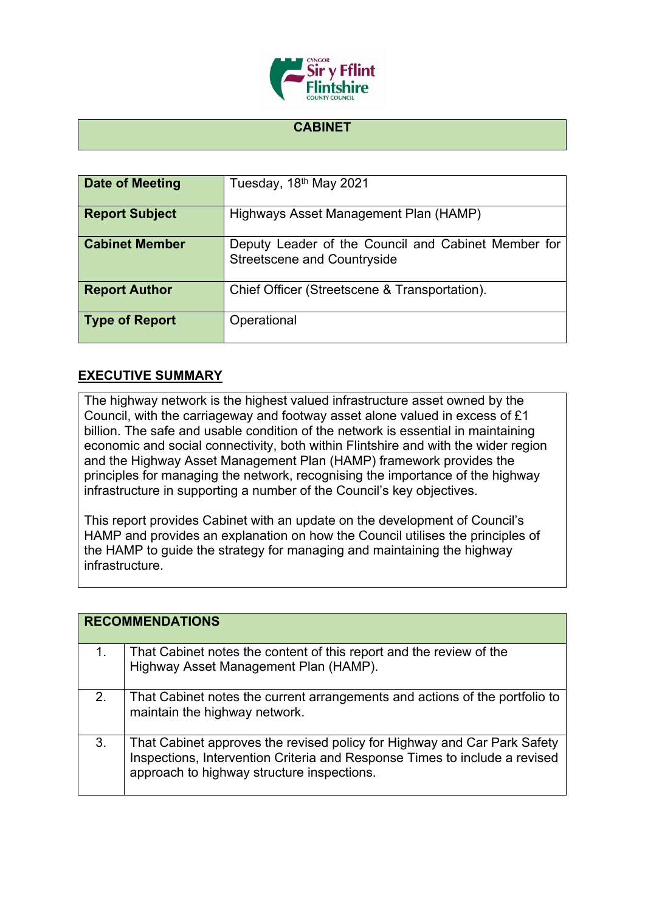## CABINET

| | |
|---|---|
| **Date of Meeting** | Tuesday, 18th May 2021 |
| **Report Subject** | Highways Asset Management Plan (HAMP) |
| **Cabinet Member** | Deputy Leader of the Council and Cabinet Member for Streetscene and Countryside |
| **Report Author** | Chief Officer (Streetscene & Transportation). |
| **Type of Report** | Operational |

## EXECUTIVE SUMMARY

The highway network is the highest valued infrastructure asset owned by the Council, with the carriageway and footway asset alone valued in excess of £1 billion. The safe and usable condition of the network is essential in maintaining economic and social connectivity, both within Flintshire and with the wider region and the Highway Asset Management Plan (HAMP) framework provides the principles for managing the network, recognising the importance of the highway infrastructure in supporting a number of the Council's key objectives.

This report provides Cabinet with an update on the development of Council's HAMP and provides an explanation on how the Council utilises the principles of the HAMP to guide the strategy for managing and maintaining the highway infrastructure.

| **RECOMMENDATIONS** | |
|---|---|
| 1. | That Cabinet notes the content of this report and the review of the Highway Asset Management Plan (HAMP). |
| 2. | That Cabinet notes the current arrangements and actions of the portfolio to maintain the highway network. |
| 3. | That Cabinet approves the revised policy for Highway and Car Park Safety Inspections, Intervention Criteria and Response Times to include a revised approach to highway structure inspections. |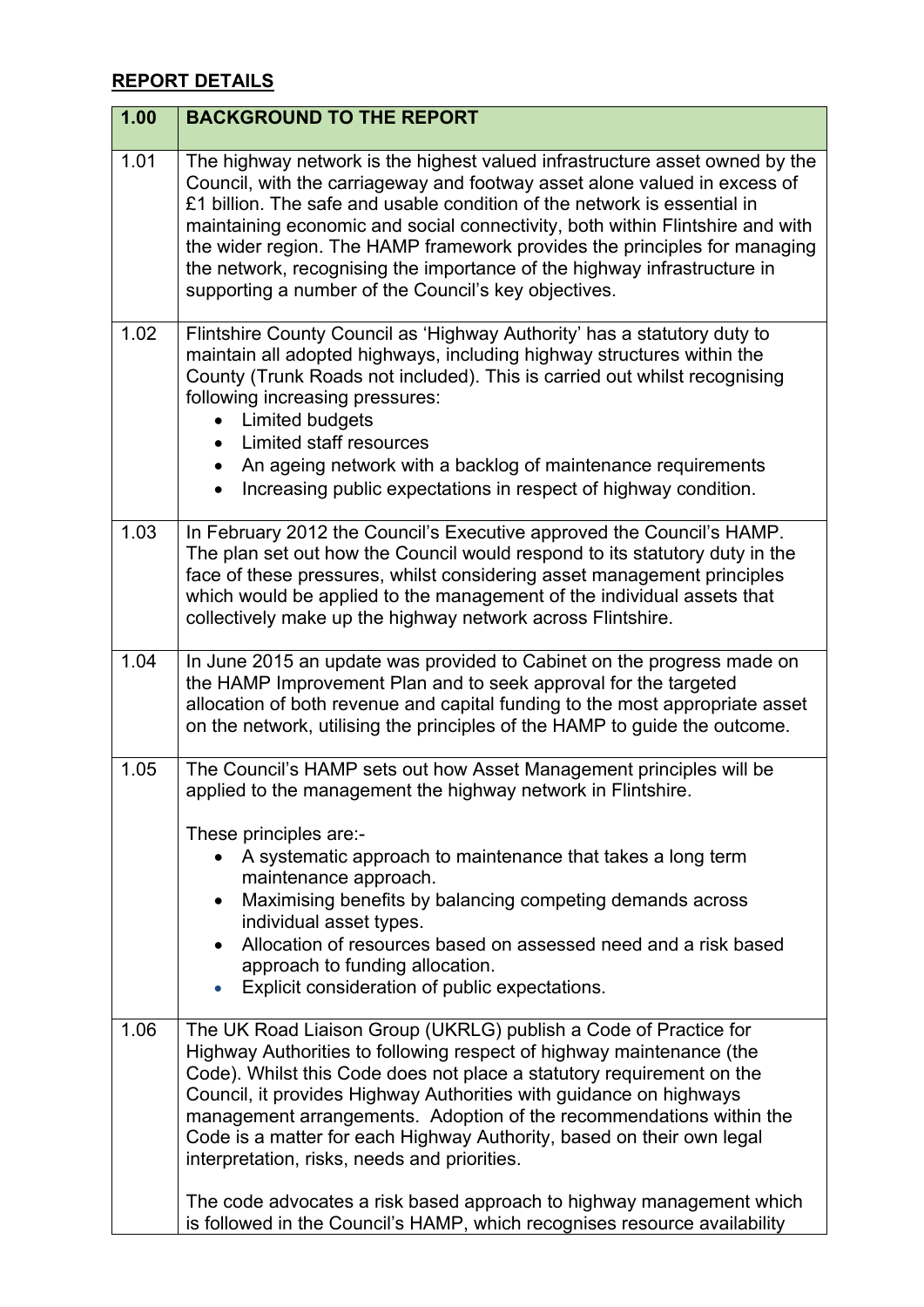**REPORT DETAILS**

| 1.00 | BACKGROUND TO THE REPORT |
| --- | --- |
| 1.01 | The highway network is the highest valued infrastructure asset owned by the Council, with the carriageway and footway asset alone valued in excess of £1 billion. The safe and usable condition of the network is essential in maintaining economic and social connectivity, both within Flintshire and with the wider region. The HAMP framework provides the principles for managing the network, recognising the importance of the highway infrastructure in supporting a number of the Council's key objectives. |
| 1.02 | Flintshire County Council as 'Highway Authority' has a statutory duty to maintain all adopted highways, including highway structures within the County (Trunk Roads not included). This is carried out whilst recognising following increasing pressures:<br>• Limited budgets<br>• Limited staff resources<br>• An ageing network with a backlog of maintenance requirements<br>• Increasing public expectations in respect of highway condition. |
| 1.03 | In February 2012 the Council's Executive approved the Council's HAMP. The plan set out how the Council would respond to its statutory duty in the face of these pressures, whilst considering asset management principles which would be applied to the management of the individual assets that collectively make up the highway network across Flintshire. |
| 1.04 | In June 2015 an update was provided to Cabinet on the progress made on the HAMP Improvement Plan and to seek approval for the targeted allocation of both revenue and capital funding to the most appropriate asset on the network, utilising the principles of the HAMP to guide the outcome. |
| 1.05 | The Council's HAMP sets out how Asset Management principles will be applied to the management the highway network in Flintshire.<br><br>These principles are:-<br>• A systematic approach to maintenance that takes a long term maintenance approach.<br>• Maximising benefits by balancing competing demands across individual asset types.<br>• Allocation of resources based on assessed need and a risk based approach to funding allocation.<br>• Explicit consideration of public expectations. |
| 1.06 | The UK Road Liaison Group (UKRLG) publish a Code of Practice for Highway Authorities to following respect of highway maintenance (the Code). Whilst this Code does not place a statutory requirement on the Council, it provides Highway Authorities with guidance on highways management arrangements. Adoption of the recommendations within the Code is a matter for each Highway Authority, based on their own legal interpretation, risks, needs and priorities.<br><br>The code advocates a risk based approach to highway management which is followed in the Council's HAMP, which recognises resource availability |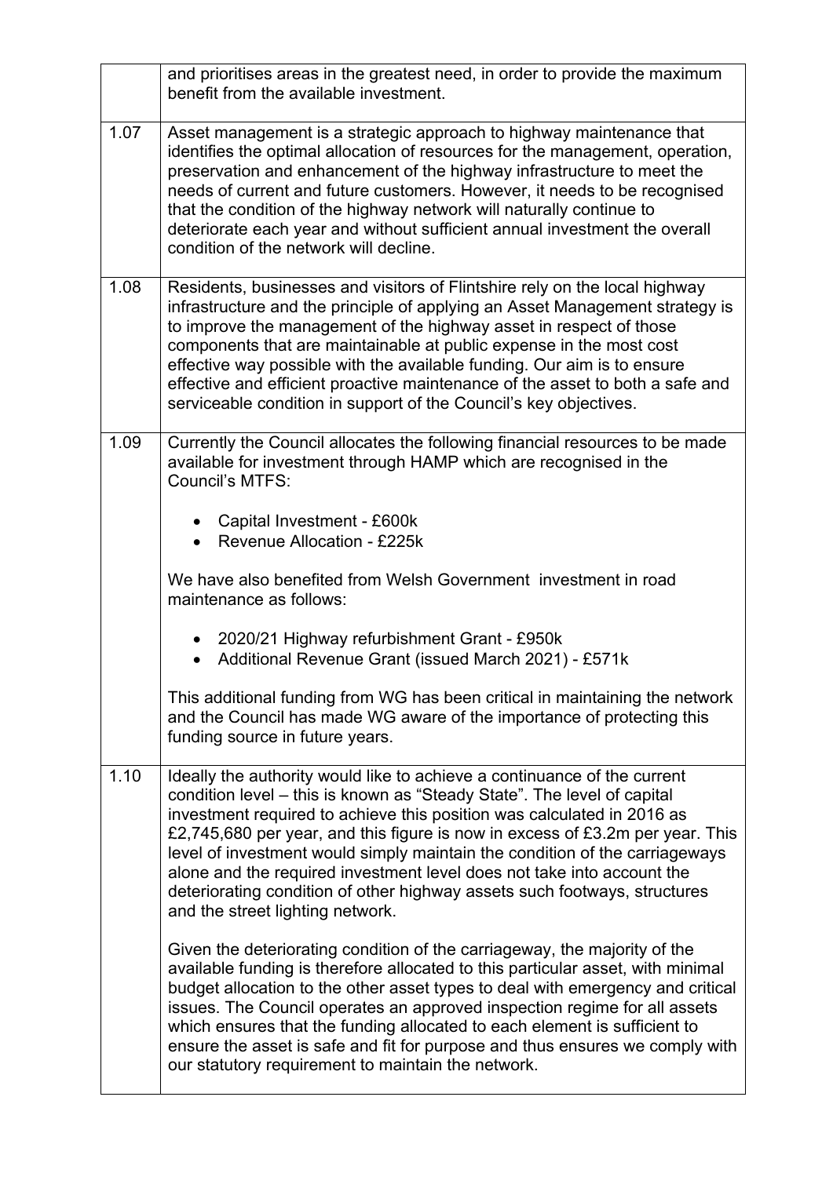| | |
|---|---|
| | and prioritises areas in the greatest need, in order to provide the maximum benefit from the available investment. |
| 1.07 | Asset management is a strategic approach to highway maintenance that identifies the optimal allocation of resources for the management, operation, preservation and enhancement of the highway infrastructure to meet the needs of current and future customers. However, it needs to be recognised that the condition of the highway network will naturally continue to deteriorate each year and without sufficient annual investment the overall condition of the network will decline. |
| 1.08 | Residents, businesses and visitors of Flintshire rely on the local highway infrastructure and the principle of applying an Asset Management strategy is to improve the management of the highway asset in respect of those components that are maintainable at public expense in the most cost effective way possible with the available funding. Our aim is to ensure effective and efficient proactive maintenance of the asset to both a safe and serviceable condition in support of the Council's key objectives. |
| 1.09 | Currently the Council allocates the following financial resources to be made available for investment through HAMP which are recognised in the Council's MTFS:<br><br>• Capital Investment - £600k<br>• Revenue Allocation - £225k<br><br>We have also benefited from Welsh Government investment in road maintenance as follows:<br><br>• 2020/21 Highway refurbishment Grant - £950k<br>• Additional Revenue Grant (issued March 2021) - £571k<br><br>This additional funding from WG has been critical in maintaining the network and the Council has made WG aware of the importance of protecting this funding source in future years. |
| 1.10 | Ideally the authority would like to achieve a continuance of the current condition level – this is known as "Steady State". The level of capital investment required to achieve this position was calculated in 2016 as £2,745,680 per year, and this figure is now in excess of £3.2m per year. This level of investment would simply maintain the condition of the carriageways alone and the required investment level does not take into account the deteriorating condition of other highway assets such footways, structures and the street lighting network.<br><br>Given the deteriorating condition of the carriageway, the majority of the available funding is therefore allocated to this particular asset, with minimal budget allocation to the other asset types to deal with emergency and critical issues. The Council operates an approved inspection regime for all assets which ensures that the funding allocated to each element is sufficient to ensure the asset is safe and fit for purpose and thus ensures we comply with our statutory requirement to maintain the network. |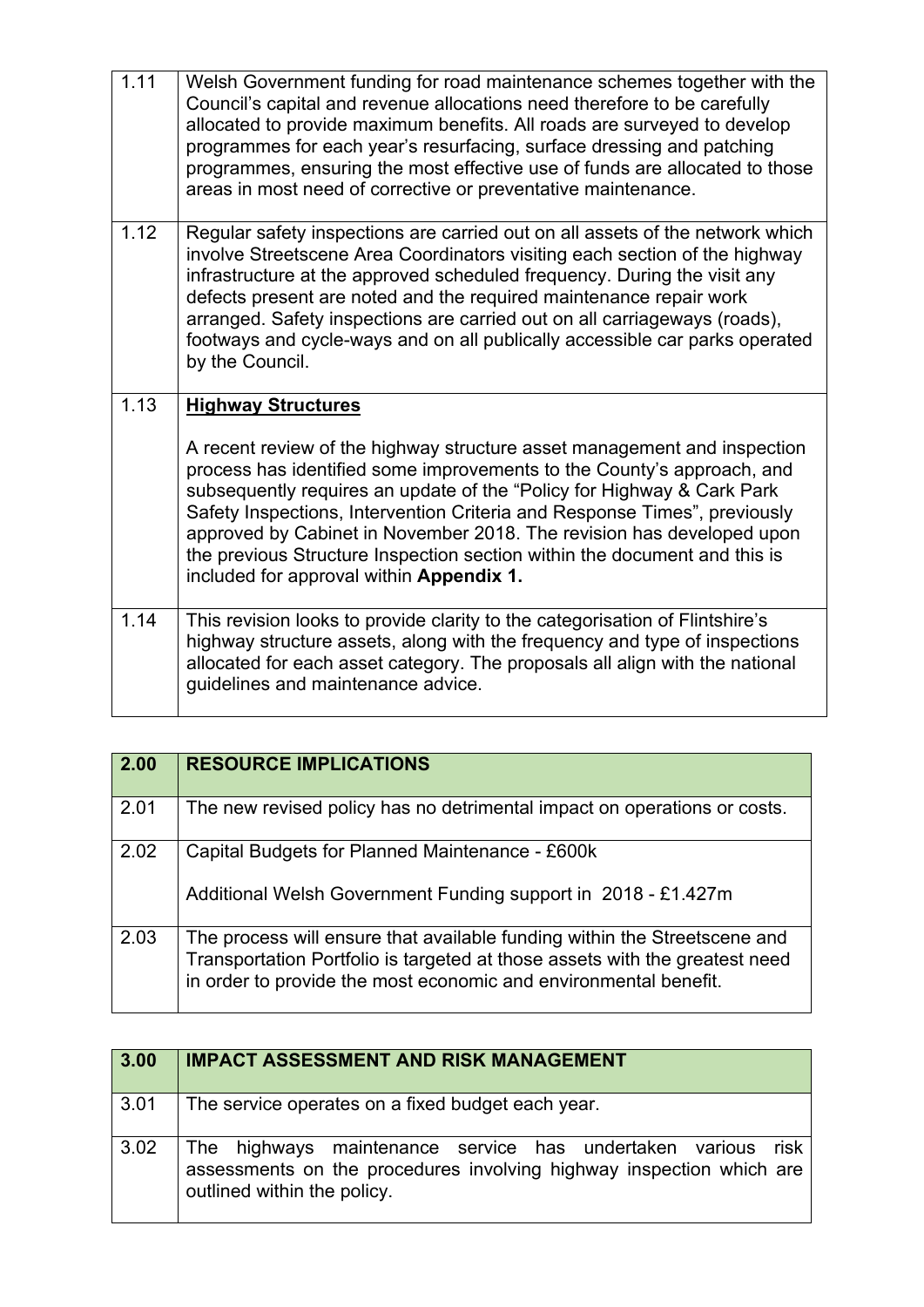| | |
|---|---|
| 1.11 | Welsh Government funding for road maintenance schemes together with the Council's capital and revenue allocations need therefore to be carefully allocated to provide maximum benefits. All roads are surveyed to develop programmes for each year's resurfacing, surface dressing and patching programmes, ensuring the most effective use of funds are allocated to those areas in most need of corrective or preventative maintenance. |
| 1.12 | Regular safety inspections are carried out on all assets of the network which involve Streetscene Area Coordinators visiting each section of the highway infrastructure at the approved scheduled frequency. During the visit any defects present are noted and the required maintenance repair work arranged. Safety inspections are carried out on all carriageways (roads), footways and cycle-ways and on all publically accessible car parks operated by the Council. |
| 1.13 | **Highway Structures**<br><br>A recent review of the highway structure asset management and inspection process has identified some improvements to the County's approach, and subsequently requires an update of the "Policy for Highway & Cark Park Safety Inspections, Intervention Criteria and Response Times", previously approved by Cabinet in November 2018. The revision has developed upon the previous Structure Inspection section within the document and this is included for approval within **Appendix 1.** |
| 1.14 | This revision looks to provide clarity to the categorisation of Flintshire's highway structure assets, along with the frequency and type of inspections allocated for each asset category. The proposals all align with the national guidelines and maintenance advice. |

| **2.00** | **RESOURCE IMPLICATIONS** |
|---|---|
| 2.01 | The new revised policy has no detrimental impact on operations or costs. |
| 2.02 | Capital Budgets for Planned Maintenance - £600k<br><br>Additional Welsh Government Funding support in 2018 - £1.427m |
| 2.03 | The process will ensure that available funding within the Streetscene and Transportation Portfolio is targeted at those assets with the greatest need in order to provide the most economic and environmental benefit. |

| **3.00** | **IMPACT ASSESSMENT AND RISK MANAGEMENT** |
|---|---|
| 3.01 | The service operates on a fixed budget each year. |
| 3.02 | The highways maintenance service has undertaken various risk assessments on the procedures involving highway inspection which are outlined within the policy. |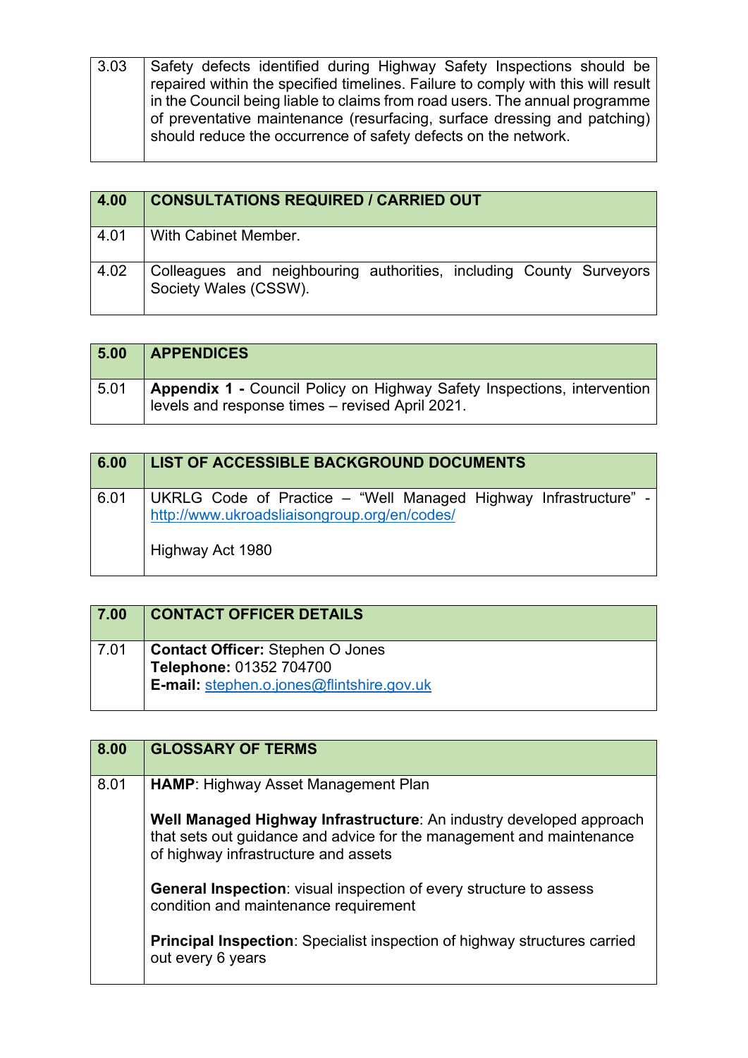| | |
|---|---|
| 3.03 | Safety defects identified during Highway Safety Inspections should be repaired within the specified timelines. Failure to comply with this will result in the Council being liable to claims from road users. The annual programme of preventative maintenance (resurfacing, surface dressing and patching) should reduce the occurrence of safety defects on the network. |

| **4.00** | **CONSULTATIONS REQUIRED / CARRIED OUT** |
|---|---|
| 4.01 | With Cabinet Member. |
| 4.02 | Colleagues and neighbouring authorities, including County Surveyors Society Wales (CSSW). |

| **5.00** | **APPENDICES** |
|---|---|
| 5.01 | **Appendix 1 -** Council Policy on Highway Safety Inspections, intervention levels and response times – revised April 2021. |

| **6.00** | **LIST OF ACCESSIBLE BACKGROUND DOCUMENTS** |
|---|---|
| 6.01 | UKRLG Code of Practice – "Well Managed Highway Infrastructure" - http://www.ukroadsliaisongroup.org/en/codes/ <br><br> Highway Act 1980 |

| **7.00** | **CONTACT OFFICER DETAILS** |
|---|---|
| 7.01 | **Contact Officer:** Stephen O Jones <br> **Telephone:** 01352 704700 <br> **E-mail:** stephen.o.jones@flintshire.gov.uk |

| **8.00** | **GLOSSARY OF TERMS** |
|---|---|
| 8.01 | **HAMP**: Highway Asset Management Plan <br><br> **Well Managed Highway Infrastructure**: An industry developed approach that sets out guidance and advice for the management and maintenance of highway infrastructure and assets <br><br> **General Inspection**: visual inspection of every structure to assess condition and maintenance requirement <br><br> **Principal Inspection**: Specialist inspection of highway structures carried out every 6 years |